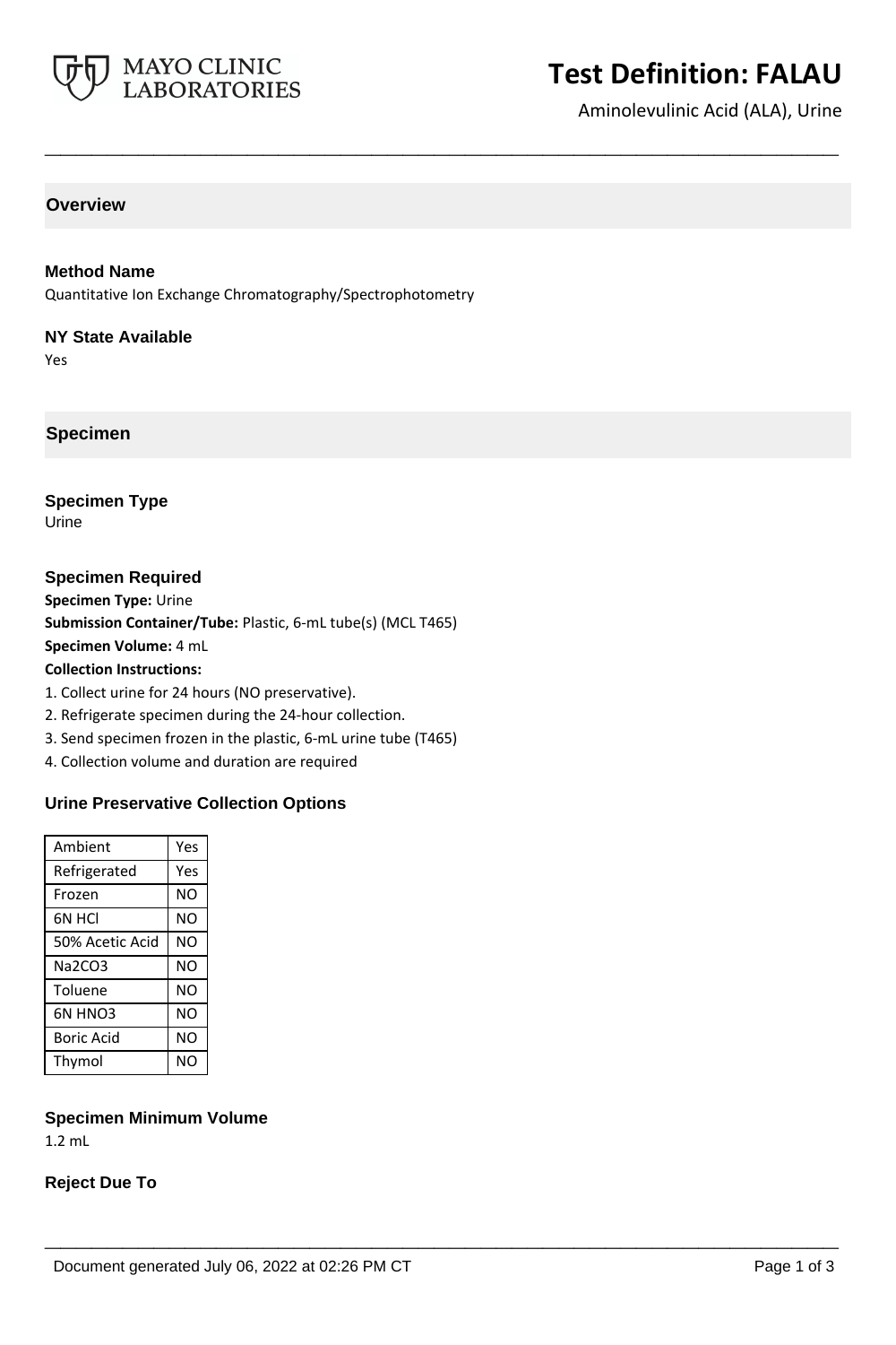# Test Definition: FALAU

Aminolevulinic Acid (ALA), Urine

## Overview

### Method Name

Quantitative Ion Exchange Chromatography/Spectrophotometry

### NY State Available

Yes

## Specimen

### Specimen Type

Urine

### Specimen Required

**Specimen Type:** Urine

**Submission Container/Tube:** Plastic, 6-mL tube(s) (MCL T465)

**Specimen Volume:** 4 mL

**Collection Instructions:**

1. Collect urine for 24 hours (NO preservative).
2. Refrigerate specimen during the 24-hour collection.
3. Send specimen frozen in the plastic, 6-mL urine tube (T465)
4. Collection volume and duration are required

### Urine Preservative Collection Options

| | |
|---|---|
| Ambient | Yes |
| Refrigerated | Yes |
| Frozen | NO |
| 6N HCl | NO |
| 50% Acetic Acid | NO |
| $Na_2CO_3$ | NO |
| Toluene | NO |
| 6N $HNO_3$ | NO |
| Boric Acid | NO |
| Thymol | NO |

### Specimen Minimum Volume

1.2 mL

### Reject Due To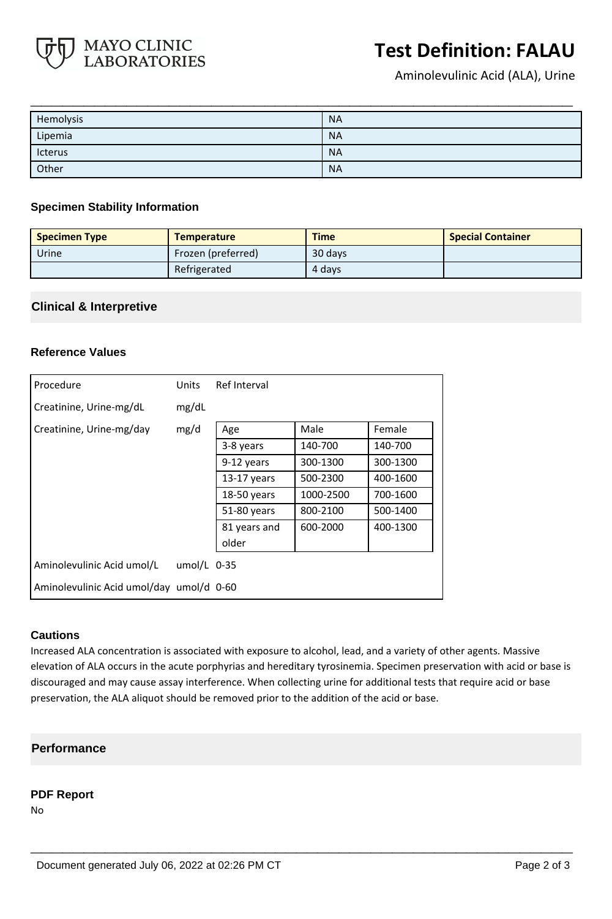| Hemolysis | NA |
|---|---|
| Lipemia | NA |
| Icterus | NA |
| Other | NA |

### Specimen Stability Information

| Specimen Type | Temperature | Time | Special Container |
|---|---|---|---|
| Urine | Frozen (preferred) | 30 days | |
| | Refrigerated | 4 days | |

## Clinical & Interpretive

### Reference Values

| Procedure | Units | Ref Interval | | |
|---|---|---|---|---|
| Creatinine, Urine-mg/dL | mg/dL | | | |
| Creatinine, Urine-mg/day | mg/d | Age | Male | Female |
| | | 3-8 years | 140-700 | 140-700 |
| | | 9-12 years | 300-1300 | 300-1300 |
| | | 13-17 years | 500-2300 | 400-1600 |
| | | 18-50 years | 1000-2500 | 700-1600 |
| | | 51-80 years | 800-2100 | 500-1400 |
| | | 81 years and older | 600-2000 | 400-1300 |
| Aminolevulinic Acid umol/L | umol/L | 0-35 | | |
| Aminolevulinic Acid umol/day | umol/d | 0-60 | | |

### Cautions

Increased ALA concentration is associated with exposure to alcohol, lead, and a variety of other agents. Massive elevation of ALA occurs in the acute porphyrias and hereditary tyrosinemia. Specimen preservation with acid or base is discouraged and may cause assay interference. When collecting urine for additional tests that require acid or base preservation, the ALA aliquot should be removed prior to the addition of the acid or base.

## Performance

### PDF Report

No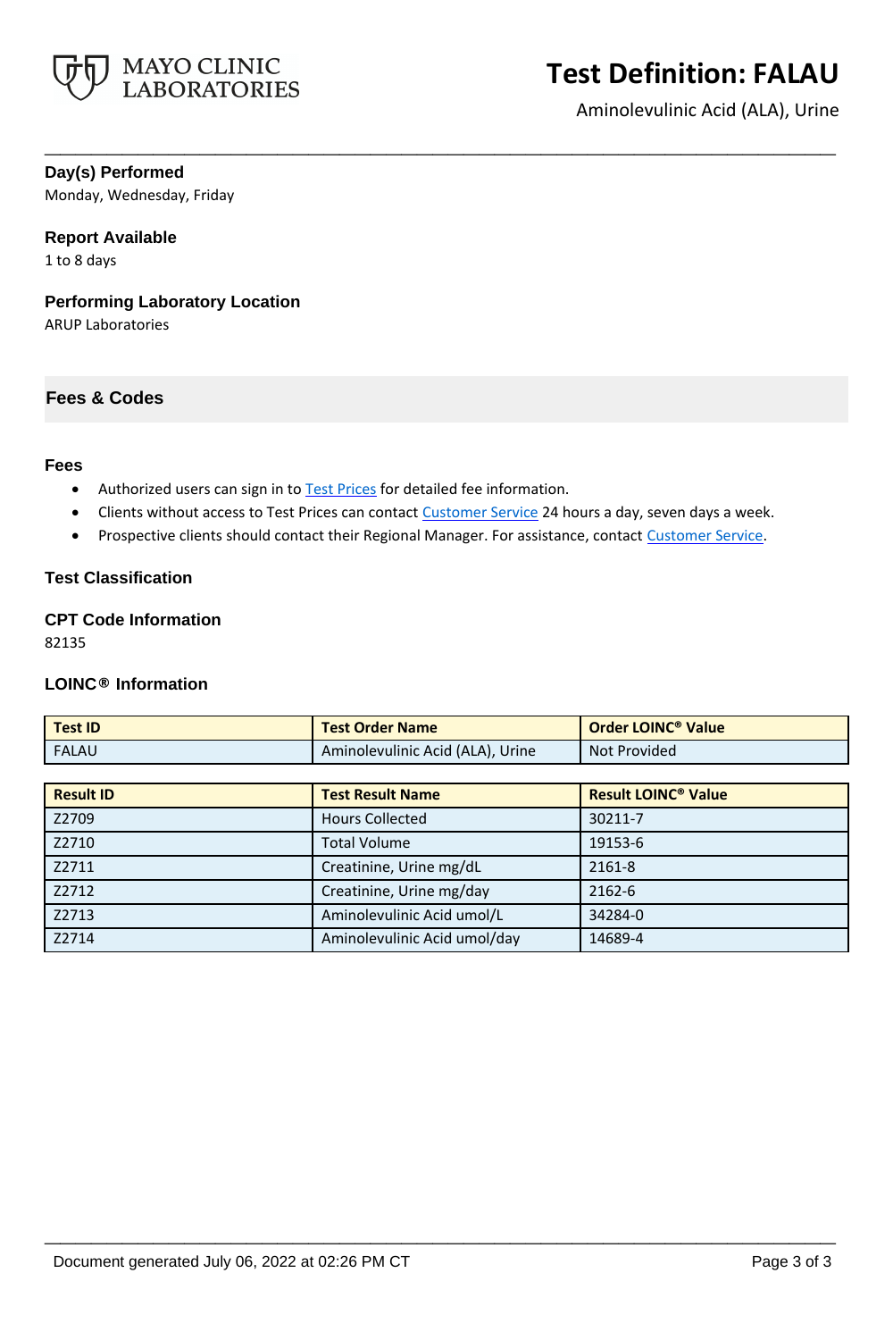**Day(s) Performed**

Monday, Wednesday, Friday

**Report Available**

1 to 8 days

**Performing Laboratory Location**

ARUP Laboratories

## Fees & Codes

**Fees**

- Authorized users can sign in to Test Prices for detailed fee information.
- Clients without access to Test Prices can contact Customer Service 24 hours a day, seven days a week.
- Prospective clients should contact their Regional Manager. For assistance, contact Customer Service.

**Test Classification**

**CPT Code Information**

82135

**LOINC® Information**

| Test ID | Test Order Name | Order LOINC® Value |
|---|---|---|
| FALAU | Aminolevulinic Acid (ALA), Urine | Not Provided |

| Result ID | Test Result Name | Result LOINC® Value |
|---|---|---|
| Z2709 | Hours Collected | 30211-7 |
| Z2710 | Total Volume | 19153-6 |
| Z2711 | Creatinine, Urine mg/dL | 2161-8 |
| Z2712 | Creatinine, Urine mg/day | 2162-6 |
| Z2713 | Aminolevulinic Acid umol/L | 34284-0 |
| Z2714 | Aminolevulinic Acid umol/day | 14689-4 |